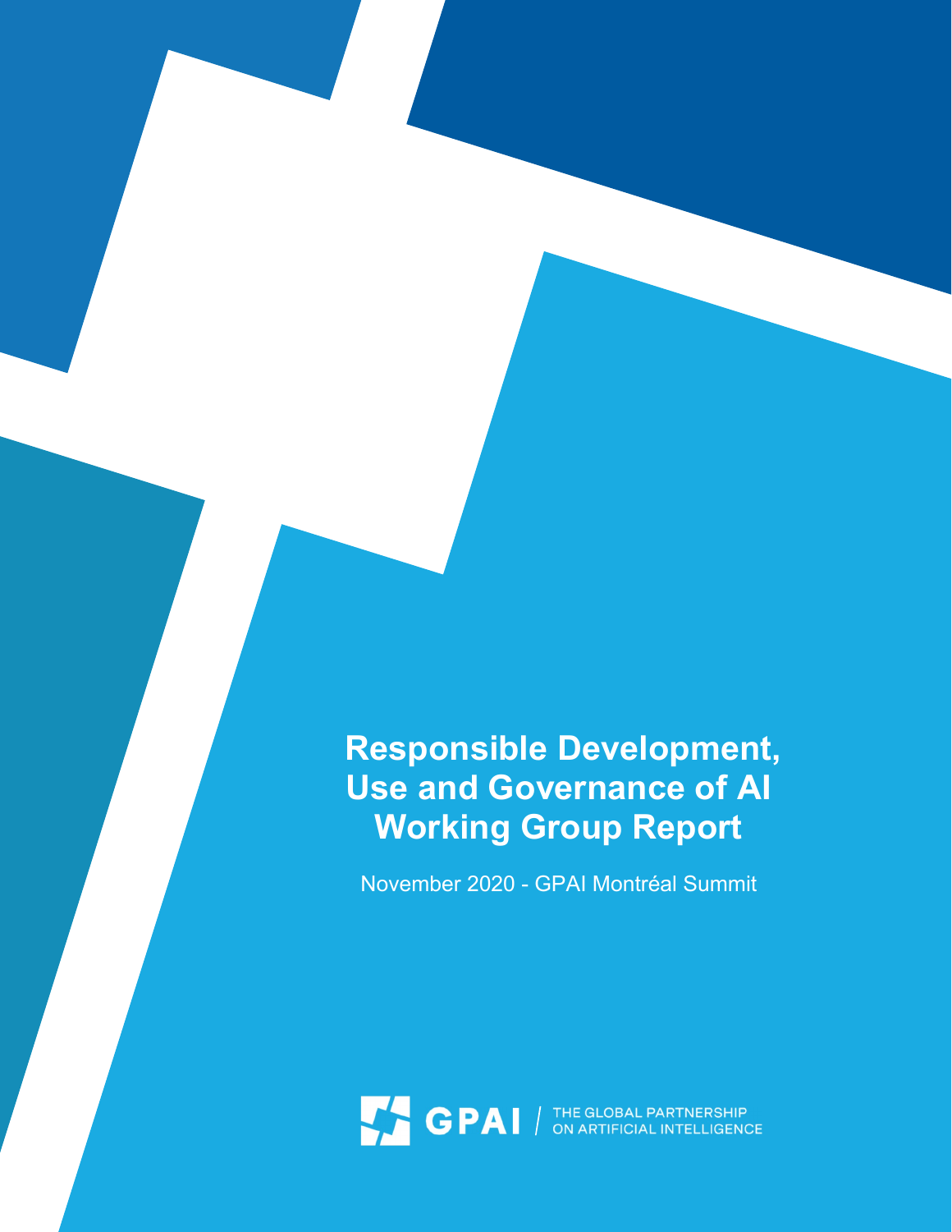# Responsible Development, Use and Governance of AI Working Group Report

November 2020 - GPAI Montréal Summit

GPAI | THE GLOBAL PARTNERSHIP ON ARTIFICIAL INTELLIGENCE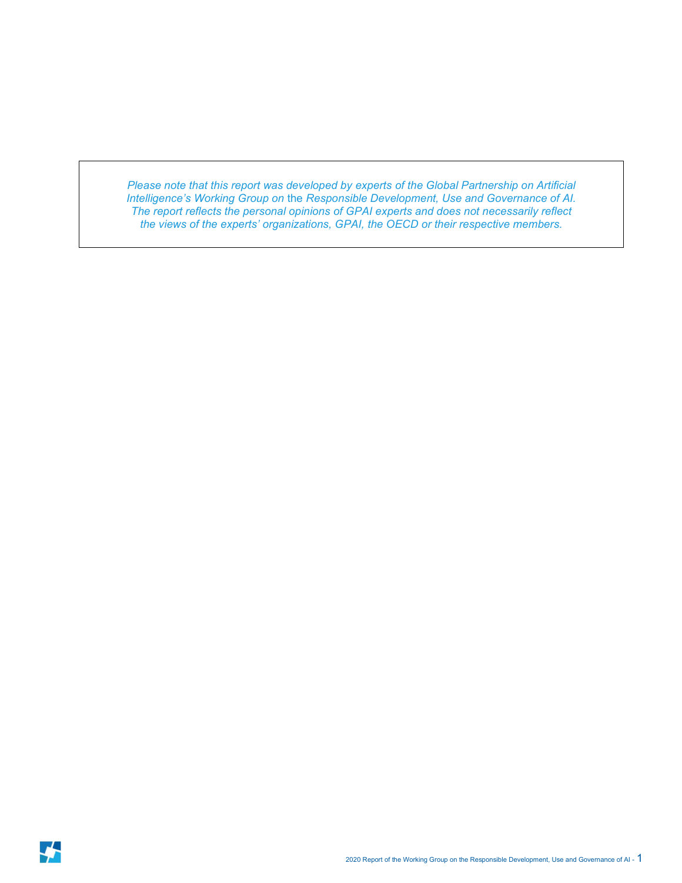*Please note that this report was developed by experts of the Global Partnership on Artificial Intelligence's Working Group on the Responsible Development, Use and Governance of AI. The report reflects the personal opinions of GPAI experts and does not necessarily reflect the views of the experts' organizations, GPAI, the OECD or their respective members.*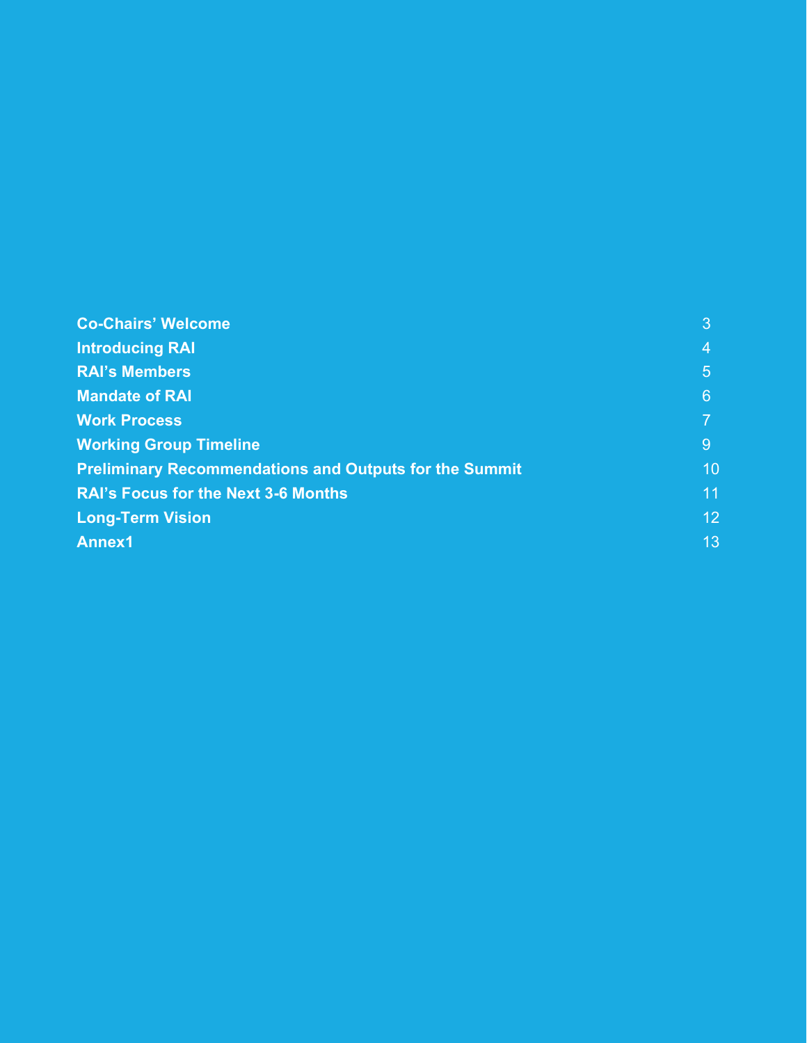| | |
|---|---|
| **Co-Chairs' Welcome** | 3 |
| **Introducing RAI** | 4 |
| **RAI's Members** | 5 |
| **Mandate of RAI** | 6 |
| **Work Process** | 7 |
| **Working Group Timeline** | 9 |
| **Preliminary Recommendations and Outputs for the Summit** | 10 |
| **RAI's Focus for the Next 3-6 Months** | 11 |
| **Long-Term Vision** | 12 |
| **Annex1** | 13 |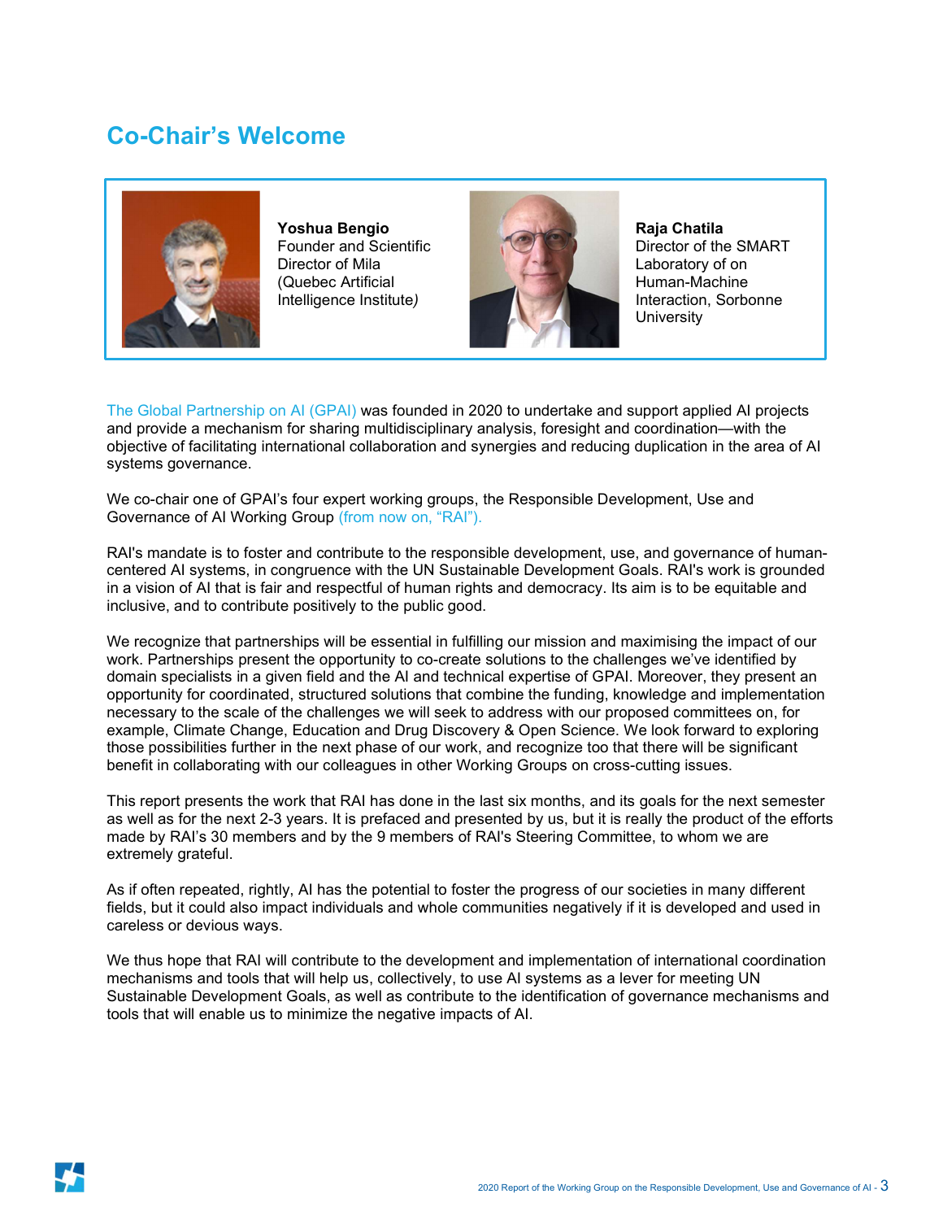## Co-Chair's Welcome

**Yoshua Bengio**
Founder and Scientific Director of Mila (Quebec Artificial Intelligence Institute*)*

**Raja Chatila**
Director of the SMART Laboratory of on Human-Machine Interaction, Sorbonne University

The Global Partnership on AI (GPAI) was founded in 2020 to undertake and support applied AI projects and provide a mechanism for sharing multidisciplinary analysis, foresight and coordination—with the objective of facilitating international collaboration and synergies and reducing duplication in the area of AI systems governance.

We co-chair one of GPAI's four expert working groups, the Responsible Development, Use and Governance of AI Working Group (from now on, "RAI").

RAI's mandate is to foster and contribute to the responsible development, use, and governance of human-centered AI systems, in congruence with the UN Sustainable Development Goals. RAI's work is grounded in a vision of AI that is fair and respectful of human rights and democracy. Its aim is to be equitable and inclusive, and to contribute positively to the public good.

We recognize that partnerships will be essential in fulfilling our mission and maximising the impact of our work. Partnerships present the opportunity to co-create solutions to the challenges we've identified by domain specialists in a given field and the AI and technical expertise of GPAI. Moreover, they present an opportunity for coordinated, structured solutions that combine the funding, knowledge and implementation necessary to the scale of the challenges we will seek to address with our proposed committees on, for example, Climate Change, Education and Drug Discovery & Open Science. We look forward to exploring those possibilities further in the next phase of our work, and recognize too that there will be significant benefit in collaborating with our colleagues in other Working Groups on cross-cutting issues.

This report presents the work that RAI has done in the last six months, and its goals for the next semester as well as for the next 2-3 years. It is prefaced and presented by us, but it is really the product of the efforts made by RAI's 30 members and by the 9 members of RAI's Steering Committee, to whom we are extremely grateful.

As if often repeated, rightly, AI has the potential to foster the progress of our societies in many different fields, but it could also impact individuals and whole communities negatively if it is developed and used in careless or devious ways.

We thus hope that RAI will contribute to the development and implementation of international coordination mechanisms and tools that will help us, collectively, to use AI systems as a lever for meeting UN Sustainable Development Goals, as well as contribute to the identification of governance mechanisms and tools that will enable us to minimize the negative impacts of AI.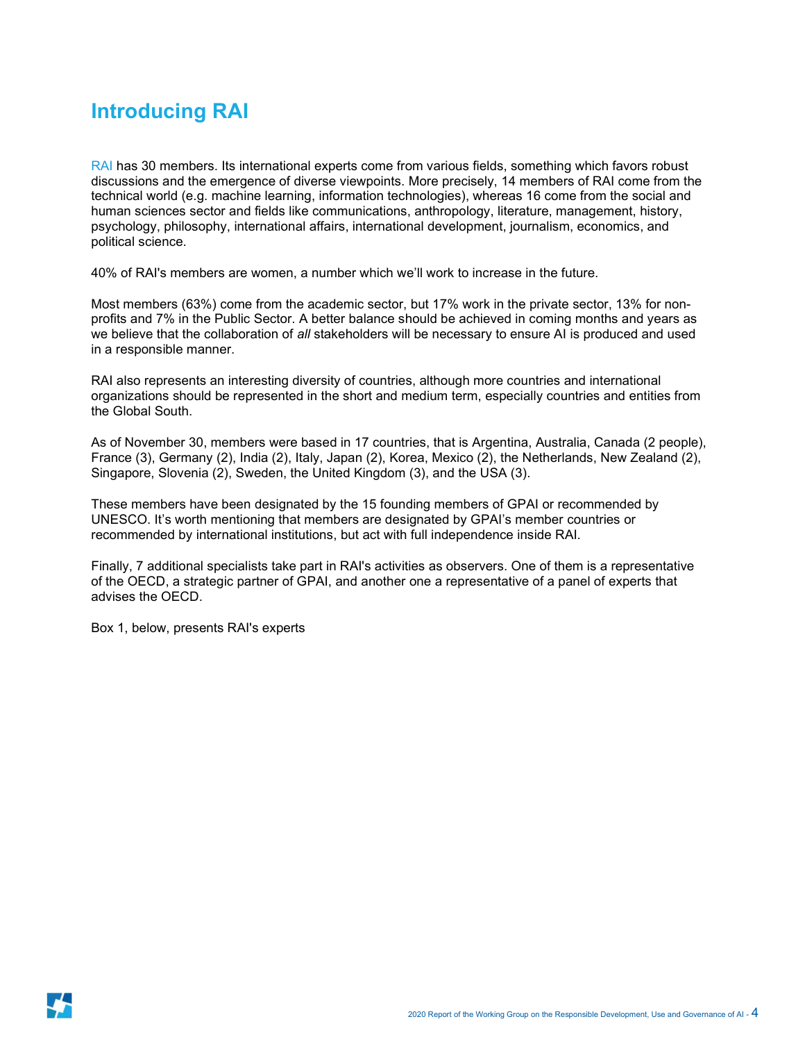# Introducing RAI

RAI has 30 members. Its international experts come from various fields, something which favors robust discussions and the emergence of diverse viewpoints. More precisely, 14 members of RAI come from the technical world (e.g. machine learning, information technologies), whereas 16 come from the social and human sciences sector and fields like communications, anthropology, literature, management, history, psychology, philosophy, international affairs, international development, journalism, economics, and political science.

40% of RAI's members are women, a number which we'll work to increase in the future.

Most members (63%) come from the academic sector, but 17% work in the private sector, 13% for non-profits and 7% in the Public Sector. A better balance should be achieved in coming months and years as we believe that the collaboration of *all* stakeholders will be necessary to ensure AI is produced and used in a responsible manner.

RAI also represents an interesting diversity of countries, although more countries and international organizations should be represented in the short and medium term, especially countries and entities from the Global South.

As of November 30, members were based in 17 countries, that is Argentina, Australia, Canada (2 people), France (3), Germany (2), India (2), Italy, Japan (2), Korea, Mexico (2), the Netherlands, New Zealand (2), Singapore, Slovenia (2), Sweden, the United Kingdom (3), and the USA (3).

These members have been designated by the 15 founding members of GPAI or recommended by UNESCO. It's worth mentioning that members are designated by GPAI's member countries or recommended by international institutions, but act with full independence inside RAI.

Finally, 7 additional specialists take part in RAI's activities as observers. One of them is a representative of the OECD, a strategic partner of GPAI, and another one a representative of a panel of experts that advises the OECD.

Box 1, below, presents RAI's experts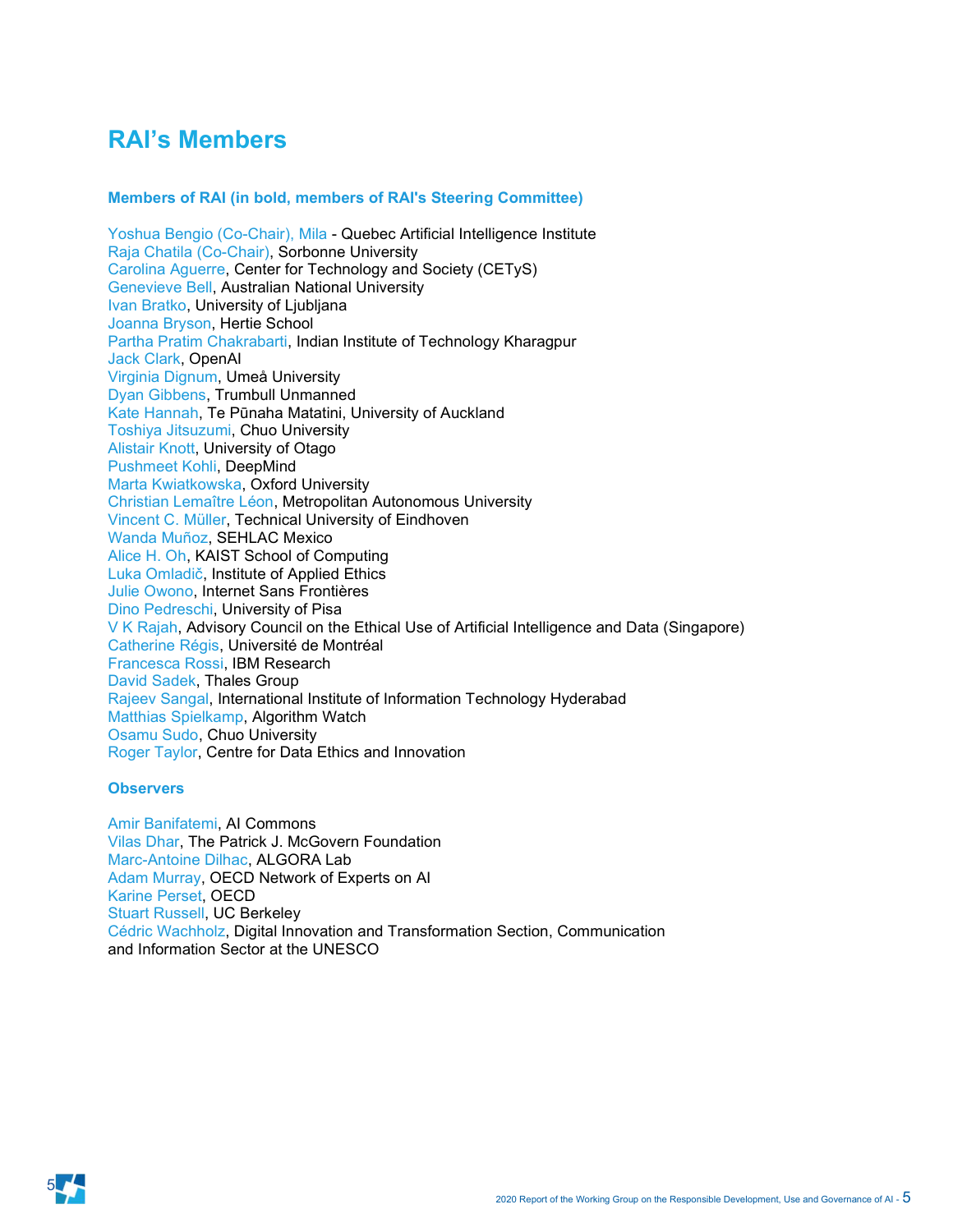# RAI's Members

### Members of RAI (in bold, members of RAI's Steering Committee)

Yoshua Bengio (Co-Chair), Mila - Quebec Artificial Intelligence Institute
Raja Chatila (Co-Chair), Sorbonne University
Carolina Aguerre, Center for Technology and Society (CETyS)
Genevieve Bell, Australian National University
Ivan Bratko, University of Ljubljana
Joanna Bryson, Hertie School
Partha Pratim Chakrabarti, Indian Institute of Technology Kharagpur
Jack Clark, OpenAI
Virginia Dignum, Umeå University
Dyan Gibbens, Trumbull Unmanned
Kate Hannah, Te Pūnaha Matatini, University of Auckland
Toshiya Jitsuzumi, Chuo University
Alistair Knott, University of Otago
Pushmeet Kohli, DeepMind
Marta Kwiatkowska, Oxford University
Christian Lemaître Léon, Metropolitan Autonomous University
Vincent C. Müller, Technical University of Eindhoven
Wanda Muñoz, SEHLAC Mexico
Alice H. Oh, KAIST School of Computing
Luka Omladič, Institute of Applied Ethics
Julie Owono, Internet Sans Frontières
Dino Pedreschi, University of Pisa
V K Rajah, Advisory Council on the Ethical Use of Artificial Intelligence and Data (Singapore)
Catherine Régis, Université de Montréal
Francesca Rossi, IBM Research
David Sadek, Thales Group
Rajeev Sangal, International Institute of Information Technology Hyderabad
Matthias Spielkamp, Algorithm Watch
Osamu Sudo, Chuo University
Roger Taylor, Centre for Data Ethics and Innovation

### Observers

Amir Banifatemi, AI Commons
Vilas Dhar, The Patrick J. McGovern Foundation
Marc-Antoine Dilhac, ALGORA Lab
Adam Murray, OECD Network of Experts on AI
Karine Perset, OECD
Stuart Russell, UC Berkeley
Cédric Wachholz, Digital Innovation and Transformation Section, Communication and Information Sector at the UNESCO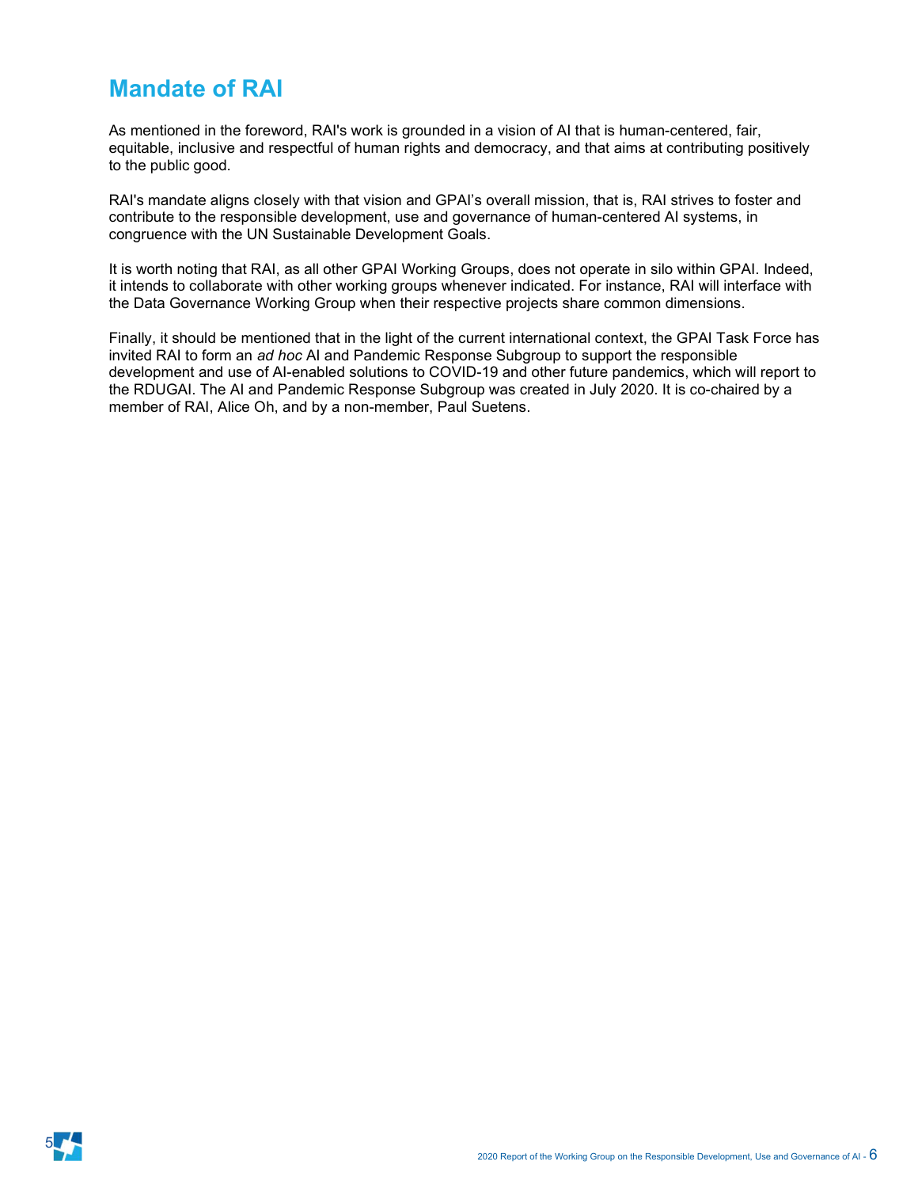## Mandate of RAI

As mentioned in the foreword, RAI's work is grounded in a vision of AI that is human-centered, fair, equitable, inclusive and respectful of human rights and democracy, and that aims at contributing positively to the public good.

RAI's mandate aligns closely with that vision and GPAI's overall mission, that is, RAI strives to foster and contribute to the responsible development, use and governance of human-centered AI systems, in congruence with the UN Sustainable Development Goals.

It is worth noting that RAI, as all other GPAI Working Groups, does not operate in silo within GPAI. Indeed, it intends to collaborate with other working groups whenever indicated. For instance, RAI will interface with the Data Governance Working Group when their respective projects share common dimensions.

Finally, it should be mentioned that in the light of the current international context, the GPAI Task Force has invited RAI to form an *ad hoc* AI and Pandemic Response Subgroup to support the responsible development and use of AI-enabled solutions to COVID-19 and other future pandemics, which will report to the RDUGAI. The AI and Pandemic Response Subgroup was created in July 2020. It is co-chaired by a member of RAI, Alice Oh, and by a non-member, Paul Suetens.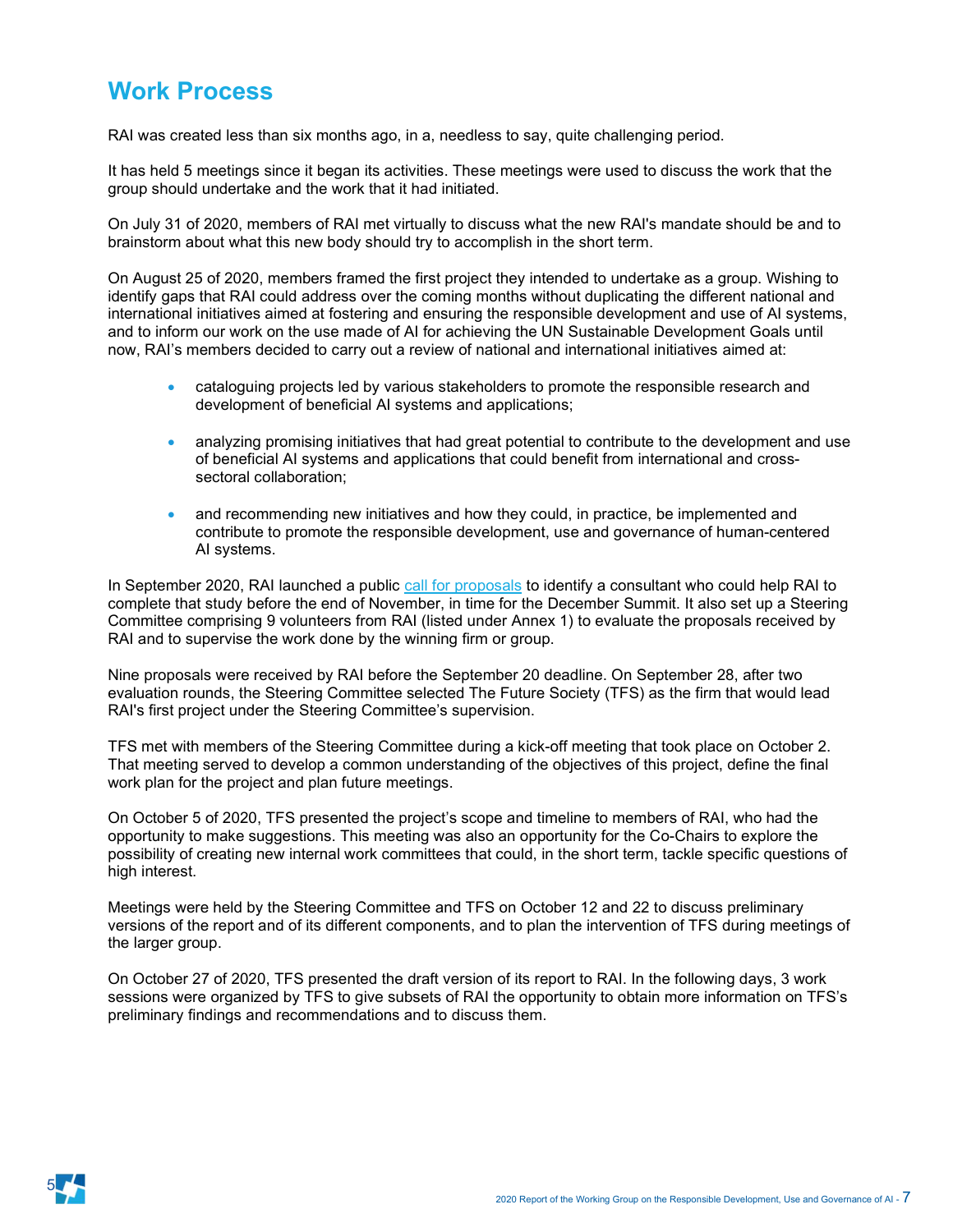# Work Process

RAI was created less than six months ago, in a, needless to say, quite challenging period.

It has held 5 meetings since it began its activities. These meetings were used to discuss the work that the group should undertake and the work that it had initiated.

On July 31 of 2020, members of RAI met virtually to discuss what the new RAI's mandate should be and to brainstorm about what this new body should try to accomplish in the short term.

On August 25 of 2020, members framed the first project they intended to undertake as a group. Wishing to identify gaps that RAI could address over the coming months without duplicating the different national and international initiatives aimed at fostering and ensuring the responsible development and use of AI systems, and to inform our work on the use made of AI for achieving the UN Sustainable Development Goals until now, RAI's members decided to carry out a review of national and international initiatives aimed at:

- cataloguing projects led by various stakeholders to promote the responsible research and development of beneficial AI systems and applications;
- analyzing promising initiatives that had great potential to contribute to the development and use of beneficial AI systems and applications that could benefit from international and cross-sectoral collaboration;
- and recommending new initiatives and how they could, in practice, be implemented and contribute to promote the responsible development, use and governance of human-centered AI systems.

In September 2020, RAI launched a public call for proposals to identify a consultant who could help RAI to complete that study before the end of November, in time for the December Summit. It also set up a Steering Committee comprising 9 volunteers from RAI (listed under Annex 1) to evaluate the proposals received by RAI and to supervise the work done by the winning firm or group.

Nine proposals were received by RAI before the September 20 deadline. On September 28, after two evaluation rounds, the Steering Committee selected The Future Society (TFS) as the firm that would lead RAI's first project under the Steering Committee's supervision.

TFS met with members of the Steering Committee during a kick-off meeting that took place on October 2. That meeting served to develop a common understanding of the objectives of this project, define the final work plan for the project and plan future meetings.

On October 5 of 2020, TFS presented the project's scope and timeline to members of RAI, who had the opportunity to make suggestions. This meeting was also an opportunity for the Co-Chairs to explore the possibility of creating new internal work committees that could, in the short term, tackle specific questions of high interest.

Meetings were held by the Steering Committee and TFS on October 12 and 22 to discuss preliminary versions of the report and of its different components, and to plan the intervention of TFS during meetings of the larger group.

On October 27 of 2020, TFS presented the draft version of its report to RAI. In the following days, 3 work sessions were organized by TFS to give subsets of RAI the opportunity to obtain more information on TFS's preliminary findings and recommendations and to discuss them.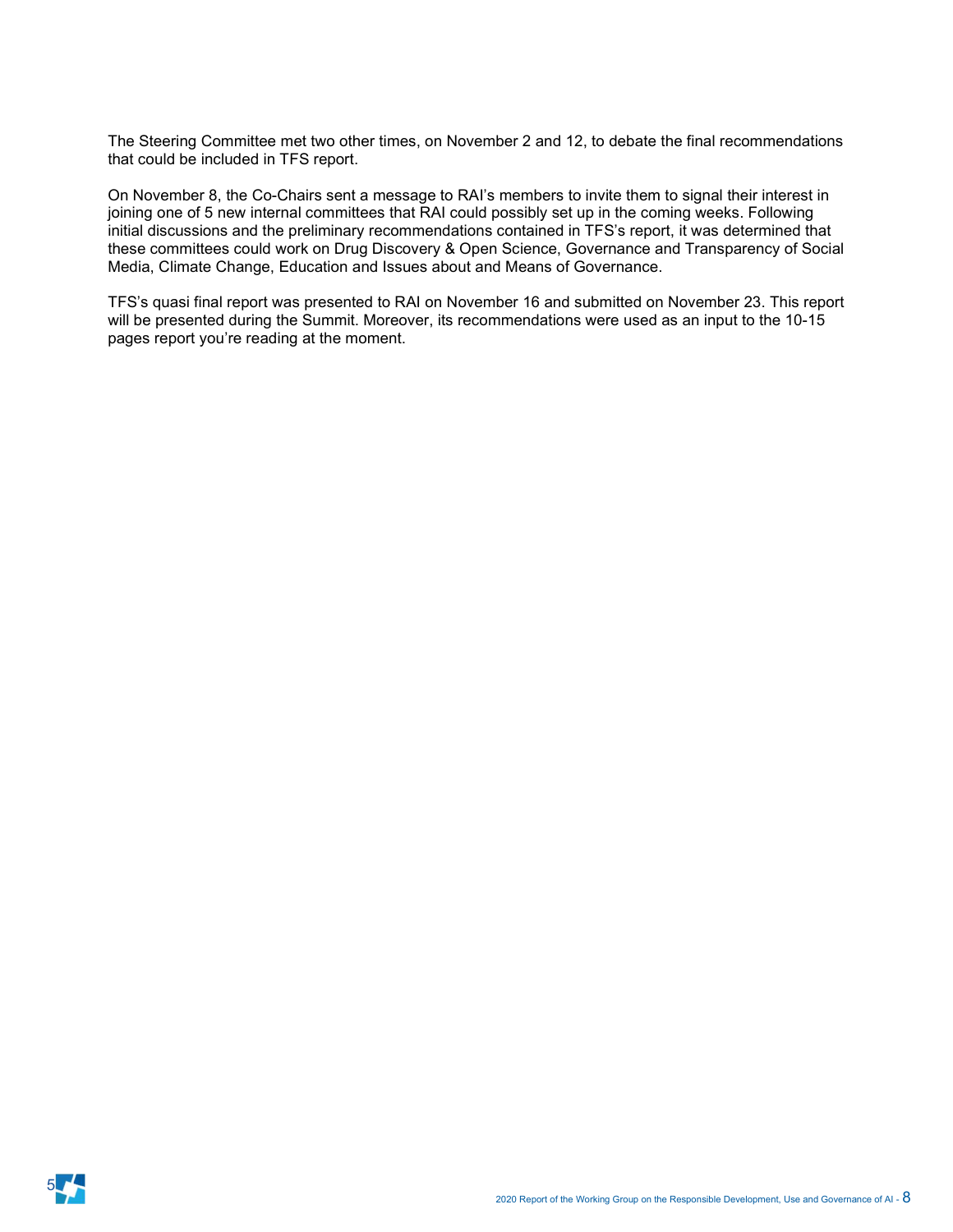The Steering Committee met two other times, on November 2 and 12, to debate the final recommendations that could be included in TFS report.

On November 8, the Co-Chairs sent a message to RAI's members to invite them to signal their interest in joining one of 5 new internal committees that RAI could possibly set up in the coming weeks. Following initial discussions and the preliminary recommendations contained in TFS's report, it was determined that these committees could work on Drug Discovery & Open Science, Governance and Transparency of Social Media, Climate Change, Education and Issues about and Means of Governance.

TFS's quasi final report was presented to RAI on November 16 and submitted on November 23. This report will be presented during the Summit. Moreover, its recommendations were used as an input to the 10-15 pages report you're reading at the moment.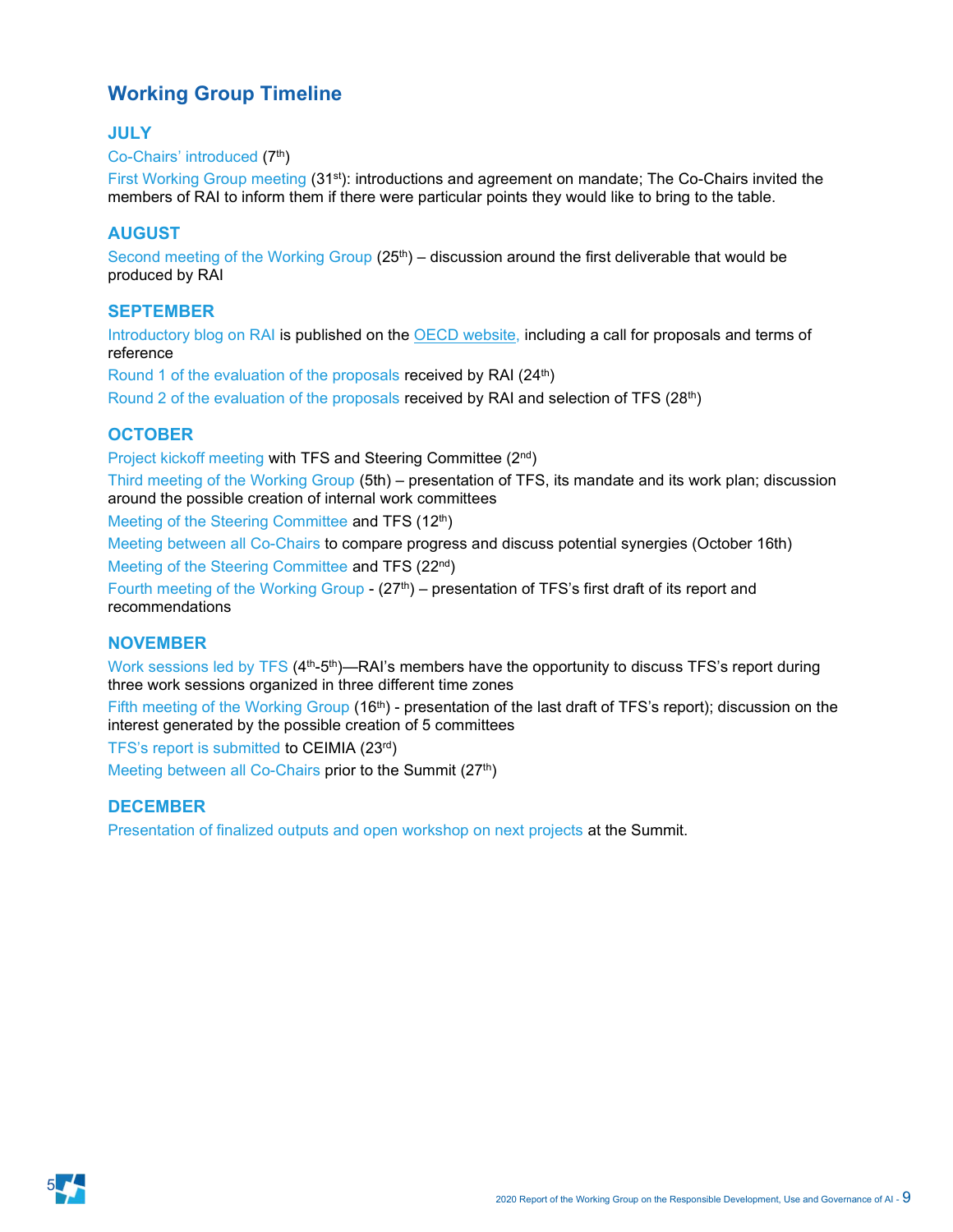## Working Group Timeline

### JULY

Co-Chairs' introduced (7th)

First Working Group meeting (31st): introductions and agreement on mandate; The Co-Chairs invited the members of RAI to inform them if there were particular points they would like to bring to the table.

### AUGUST

Second meeting of the Working Group (25th) – discussion around the first deliverable that would be produced by RAI

### SEPTEMBER

Introductory blog on RAI is published on the OECD website, including a call for proposals and terms of reference

Round 1 of the evaluation of the proposals received by RAI (24th)

Round 2 of the evaluation of the proposals received by RAI and selection of TFS (28th)

### OCTOBER

Project kickoff meeting with TFS and Steering Committee (2nd)

Third meeting of the Working Group (5th) – presentation of TFS, its mandate and its work plan; discussion around the possible creation of internal work committees

Meeting of the Steering Committee and TFS (12th)

Meeting between all Co-Chairs to compare progress and discuss potential synergies (October 16th)

Meeting of the Steering Committee and TFS (22nd)

Fourth meeting of the Working Group - (27th) – presentation of TFS's first draft of its report and recommendations

### NOVEMBER

Work sessions led by TFS (4th-5th)—RAI's members have the opportunity to discuss TFS's report during three work sessions organized in three different time zones

Fifth meeting of the Working Group (16th) - presentation of the last draft of TFS's report); discussion on the interest generated by the possible creation of 5 committees

TFS's report is submitted to CEIMIA (23rd)

Meeting between all Co-Chairs prior to the Summit (27th)

### DECEMBER

Presentation of finalized outputs and open workshop on next projects at the Summit.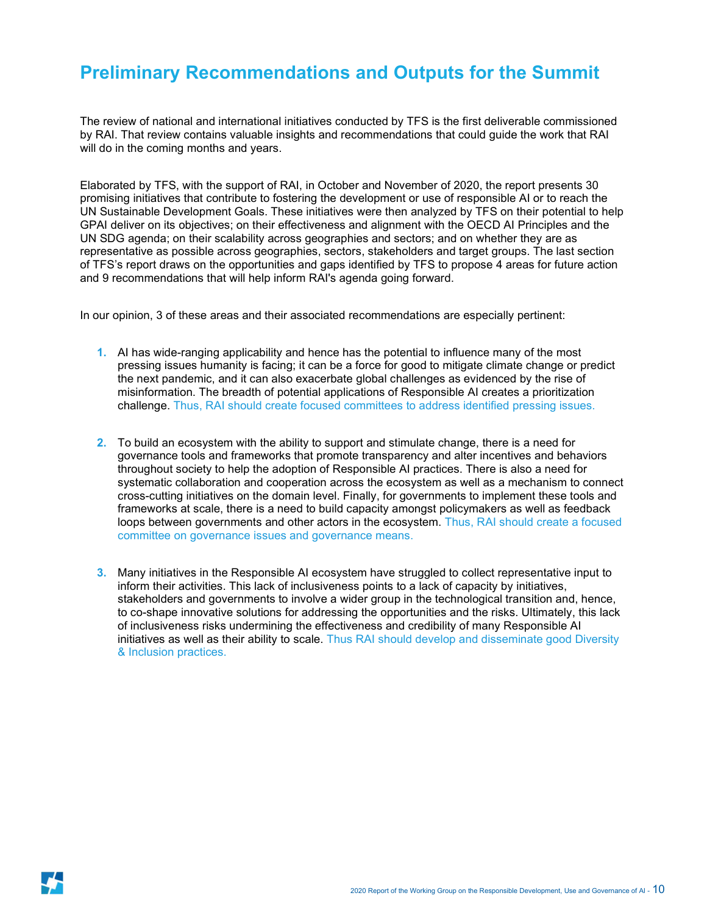## Preliminary Recommendations and Outputs for the Summit

The review of national and international initiatives conducted by TFS is the first deliverable commissioned by RAI. That review contains valuable insights and recommendations that could guide the work that RAI will do in the coming months and years.

Elaborated by TFS, with the support of RAI, in October and November of 2020, the report presents 30 promising initiatives that contribute to fostering the development or use of responsible AI or to reach the UN Sustainable Development Goals. These initiatives were then analyzed by TFS on their potential to help GPAI deliver on its objectives; on their effectiveness and alignment with the OECD AI Principles and the UN SDG agenda; on their scalability across geographies and sectors; and on whether they are as representative as possible across geographies, sectors, stakeholders and target groups. The last section of TFS's report draws on the opportunities and gaps identified by TFS to propose 4 areas for future action and 9 recommendations that will help inform RAI's agenda going forward.

In our opinion, 3 of these areas and their associated recommendations are especially pertinent:

1. AI has wide-ranging applicability and hence has the potential to influence many of the most pressing issues humanity is facing; it can be a force for good to mitigate climate change or predict the next pandemic, and it can also exacerbate global challenges as evidenced by the rise of misinformation. The breadth of potential applications of Responsible AI creates a prioritization challenge. Thus, RAI should create focused committees to address identified pressing issues.

2. To build an ecosystem with the ability to support and stimulate change, there is a need for governance tools and frameworks that promote transparency and alter incentives and behaviors throughout society to help the adoption of Responsible AI practices. There is also a need for systematic collaboration and cooperation across the ecosystem as well as a mechanism to connect cross-cutting initiatives on the domain level. Finally, for governments to implement these tools and frameworks at scale, there is a need to build capacity amongst policymakers as well as feedback loops between governments and other actors in the ecosystem. Thus, RAI should create a focused committee on governance issues and governance means.

3. Many initiatives in the Responsible AI ecosystem have struggled to collect representative input to inform their activities. This lack of inclusiveness points to a lack of capacity by initiatives, stakeholders and governments to involve a wider group in the technological transition and, hence, to co-shape innovative solutions for addressing the opportunities and the risks. Ultimately, this lack of inclusiveness risks undermining the effectiveness and credibility of many Responsible AI initiatives as well as their ability to scale. Thus RAI should develop and disseminate good Diversity & Inclusion practices.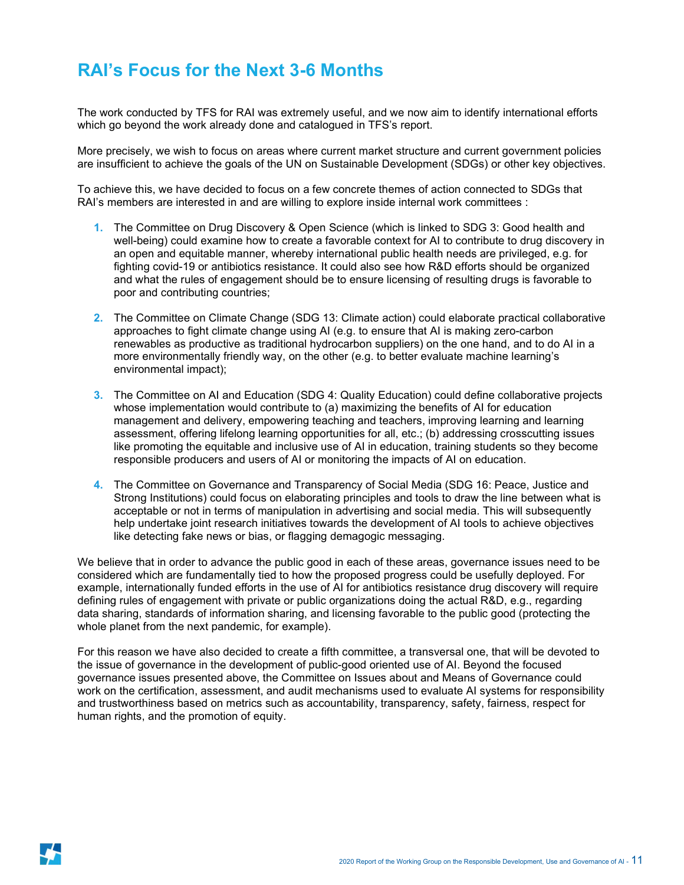# RAI's Focus for the Next 3-6 Months

The work conducted by TFS for RAI was extremely useful, and we now aim to identify international efforts which go beyond the work already done and catalogued in TFS's report.

More precisely, we wish to focus on areas where current market structure and current government policies are insufficient to achieve the goals of the UN on Sustainable Development (SDGs) or other key objectives.

To achieve this, we have decided to focus on a few concrete themes of action connected to SDGs that RAI's members are interested in and are willing to explore inside internal work committees :

1. The Committee on Drug Discovery & Open Science (which is linked to SDG 3: Good health and well-being) could examine how to create a favorable context for AI to contribute to drug discovery in an open and equitable manner, whereby international public health needs are privileged, e.g. for fighting covid-19 or antibiotics resistance. It could also see how R&D efforts should be organized and what the rules of engagement should be to ensure licensing of resulting drugs is favorable to poor and contributing countries;

2. The Committee on Climate Change (SDG 13: Climate action) could elaborate practical collaborative approaches to fight climate change using AI (e.g. to ensure that AI is making zero-carbon renewables as productive as traditional hydrocarbon suppliers) on the one hand, and to do AI in a more environmentally friendly way, on the other (e.g. to better evaluate machine learning's environmental impact);

3. The Committee on AI and Education (SDG 4: Quality Education) could define collaborative projects whose implementation would contribute to (a) maximizing the benefits of AI for education management and delivery, empowering teaching and teachers, improving learning and learning assessment, offering lifelong learning opportunities for all, etc.; (b) addressing crosscutting issues like promoting the equitable and inclusive use of AI in education, training students so they become responsible producers and users of AI or monitoring the impacts of AI on education.

4. The Committee on Governance and Transparency of Social Media (SDG 16: Peace, Justice and Strong Institutions) could focus on elaborating principles and tools to draw the line between what is acceptable or not in terms of manipulation in advertising and social media. This will subsequently help undertake joint research initiatives towards the development of AI tools to achieve objectives like detecting fake news or bias, or flagging demagogic messaging.

We believe that in order to advance the public good in each of these areas, governance issues need to be considered which are fundamentally tied to how the proposed progress could be usefully deployed. For example, internationally funded efforts in the use of AI for antibiotics resistance drug discovery will require defining rules of engagement with private or public organizations doing the actual R&D, e.g., regarding data sharing, standards of information sharing, and licensing favorable to the public good (protecting the whole planet from the next pandemic, for example).

For this reason we have also decided to create a fifth committee, a transversal one, that will be devoted to the issue of governance in the development of public-good oriented use of AI. Beyond the focused governance issues presented above, the Committee on Issues about and Means of Governance could work on the certification, assessment, and audit mechanisms used to evaluate AI systems for responsibility and trustworthiness based on metrics such as accountability, transparency, safety, fairness, respect for human rights, and the promotion of equity.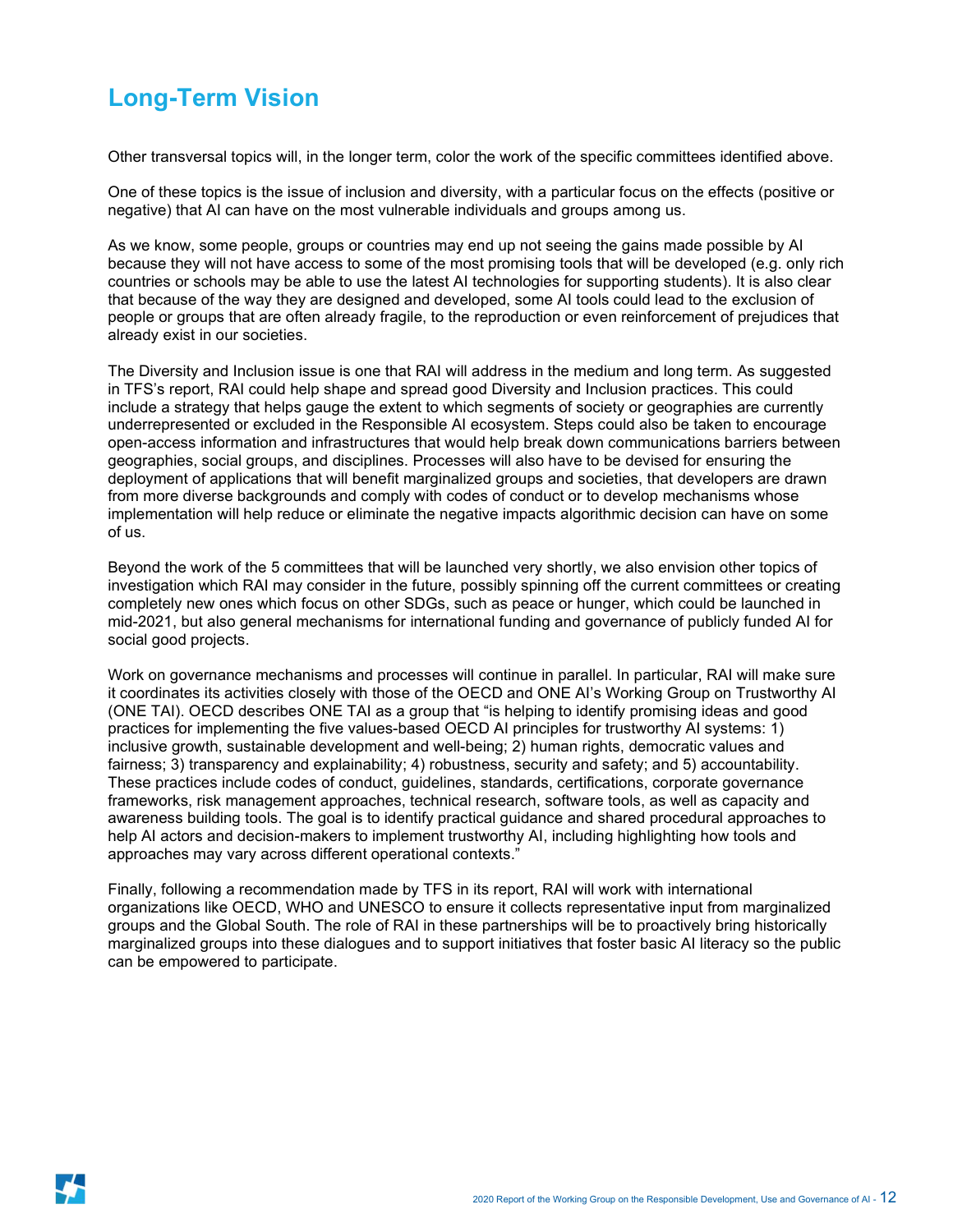## Long-Term Vision

Other transversal topics will, in the longer term, color the work of the specific committees identified above.

One of these topics is the issue of inclusion and diversity, with a particular focus on the effects (positive or negative) that AI can have on the most vulnerable individuals and groups among us.

As we know, some people, groups or countries may end up not seeing the gains made possible by AI because they will not have access to some of the most promising tools that will be developed (e.g. only rich countries or schools may be able to use the latest AI technologies for supporting students). It is also clear that because of the way they are designed and developed, some AI tools could lead to the exclusion of people or groups that are often already fragile, to the reproduction or even reinforcement of prejudices that already exist in our societies.

The Diversity and Inclusion issue is one that RAI will address in the medium and long term. As suggested in TFS's report, RAI could help shape and spread good Diversity and Inclusion practices. This could include a strategy that helps gauge the extent to which segments of society or geographies are currently underrepresented or excluded in the Responsible AI ecosystem. Steps could also be taken to encourage open-access information and infrastructures that would help break down communications barriers between geographies, social groups, and disciplines. Processes will also have to be devised for ensuring the deployment of applications that will benefit marginalized groups and societies, that developers are drawn from more diverse backgrounds and comply with codes of conduct or to develop mechanisms whose implementation will help reduce or eliminate the negative impacts algorithmic decision can have on some of us.

Beyond the work of the 5 committees that will be launched very shortly, we also envision other topics of investigation which RAI may consider in the future, possibly spinning off the current committees or creating completely new ones which focus on other SDGs, such as peace or hunger, which could be launched in mid-2021, but also general mechanisms for international funding and governance of publicly funded AI for social good projects.

Work on governance mechanisms and processes will continue in parallel. In particular, RAI will make sure it coordinates its activities closely with those of the OECD and ONE AI's Working Group on Trustworthy AI (ONE TAI). OECD describes ONE TAI as a group that "is helping to identify promising ideas and good practices for implementing the five values-based OECD AI principles for trustworthy AI systems: 1) inclusive growth, sustainable development and well-being; 2) human rights, democratic values and fairness; 3) transparency and explainability; 4) robustness, security and safety; and 5) accountability. These practices include codes of conduct, guidelines, standards, certifications, corporate governance frameworks, risk management approaches, technical research, software tools, as well as capacity and awareness building tools. The goal is to identify practical guidance and shared procedural approaches to help AI actors and decision-makers to implement trustworthy AI, including highlighting how tools and approaches may vary across different operational contexts."

Finally, following a recommendation made by TFS in its report, RAI will work with international organizations like OECD, WHO and UNESCO to ensure it collects representative input from marginalized groups and the Global South. The role of RAI in these partnerships will be to proactively bring historically marginalized groups into these dialogues and to support initiatives that foster basic AI literacy so the public can be empowered to participate.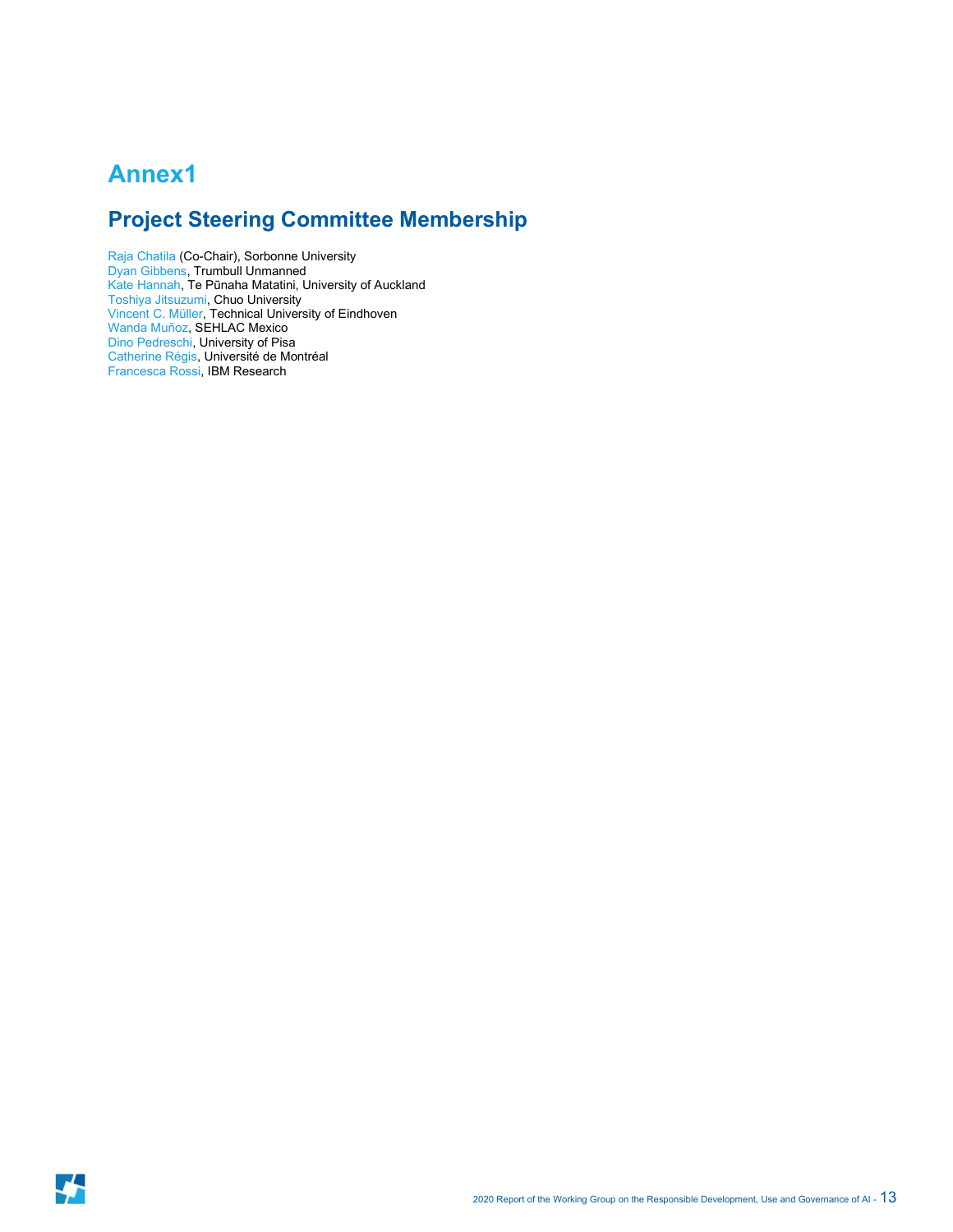# Annex1

## Project Steering Committee Membership

Raja Chatila (Co-Chair), Sorbonne University
Dyan Gibbens, Trumbull Unmanned
Kate Hannah, Te Pūnaha Matatini, University of Auckland
Toshiya Jitsuzumi, Chuo University
Vincent C. Müller, Technical University of Eindhoven
Wanda Muñoz, SEHLAC Mexico
Dino Pedreschi, University of Pisa
Catherine Régis, Université de Montréal
Francesca Rossi, IBM Research